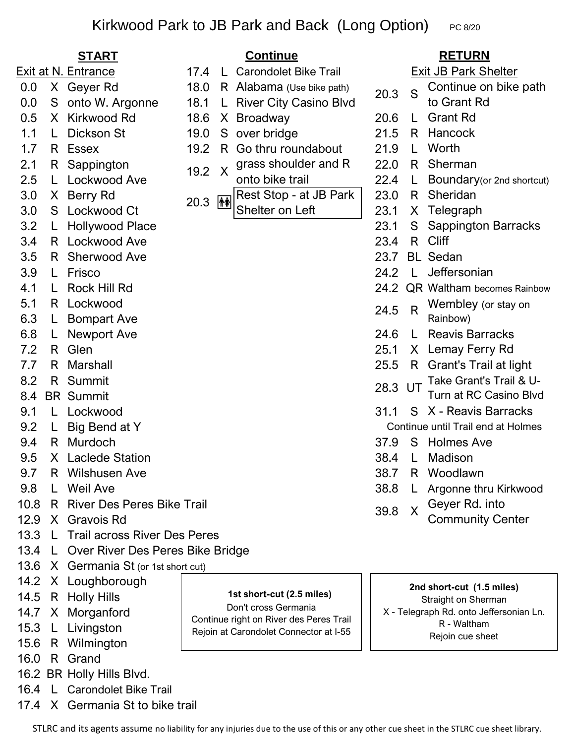# Kirkwood Park to JB Park and Back (Long Option)

PC 8/20

## START

Exit at N. Entrance

| Mile | Dir | Cue |
|---|---|---|
| 0.0 | X | Geyer Rd |
| 0.0 | S | onto W. Argonne |
| 0.5 | X | Kirkwood Rd |
| 1.1 | L | Dickson St |
| 1.7 | R | Essex |
| 2.1 | R | Sappington |
| 2.5 | L | Lockwood Ave |
| 3.0 | X | Berry Rd |
| 3.0 | S | Lockwood Ct |
| 3.2 | L | Hollywood Place |
| 3.4 | R | Lockwood Ave |
| 3.5 | R | Sherwood Ave |
| 3.9 | L | Frisco |
| 4.1 | L | Rock Hill Rd |
| 5.1 | R | Lockwood |
| 6.3 | L | Bompart Ave |
| 6.8 | L | Newport Ave |
| 7.2 | R | Glen |
| 7.7 | R | Marshall |
| 8.2 | R | Summit |
| 8.4 | BR | Summit |
| 9.1 | L | Lockwood |
| 9.2 | L | Big Bend at Y |
| 9.4 | R | Murdoch |
| 9.5 | X | Laclede Station |
| 9.7 | R | Wilshusen Ave |
| 9.8 | L | Weil Ave |
| 10.8 | R | River Des Peres Bike Trail |
| 12.9 | X | Gravois Rd |
| 13.3 | L | Trail across River Des Peres |
| 13.4 | L | Over River Des Peres Bike Bridge |
| 13.6 | X | Germania St (or 1st short cut) |
| 14.2 | X | Loughborough |
| 14.5 | R | Holly Hills |
| 14.7 | X | Morganford |
| 15.3 | L | Livingston |
| 15.6 | R | Wilmington |
| 16.0 | R | Grand |
| 16.2 | BR | Holly Hills Blvd. |
| 16.4 | L | Carondolet Bike Trail |
| 17.4 | X | Germania St to bike trail |

## Continue

| Mile | Dir | Cue |
|---|---|---|
| 17.4 | L | Carondolet Bike Trail |
| 18.0 | R | Alabama (Use bike path) |
| 18.1 | L | River City Casino Blvd |
| 18.6 | X | Broadway |
| 19.0 | S | over bridge |
| 19.2 | R | Go thru roundabout |
| 19.2 | X | grass shoulder and R onto bike trail |
| 20.3 | Restroom | **Rest Stop - at JB Park Shelter on Left** |

## RETURN

Exit JB Park Shelter

| Mile | Dir | Cue |
|---|---|---|
| 20.3 | S | Continue on bike path to Grant Rd |
| 20.6 | L | Grant Rd |
| 21.5 | R | Hancock |
| 21.9 | L | Worth |
| 22.0 | R | Sherman |
| 22.4 | L | Boundary(or 2nd shortcut) |
| 23.0 | R | Sheridan |
| 23.1 | X | Telegraph |
| 23.1 | S | Sappington Barracks |
| 23.4 | R | Cliff |
| 23.7 | BL | Sedan |
| 24.2 | L | Jeffersonian |
| 24.2 | QR | Waltham becomes Rainbow |
| 24.5 | R | Wembley (or stay on Rainbow) |
| 24.6 | L | Reavis Barracks |
| 25.1 | X | Lemay Ferry Rd |
| 25.5 | R | Grant's Trail at light |
| 28.3 | UT | Take Grant's Trail & U-Turn at RC Casino Blvd |
| 31.1 | S | X - Reavis Barracks |
| | | Continue until Trail end at Holmes |
| 37.9 | S | Holmes Ave |
| 38.4 | L | Madison |
| 38.7 | R | Woodlawn |
| 38.8 | L | Argonne thru Kirkwood |
| 39.8 | X | Geyer Rd. into Community Center |

**1st short-cut (2.5 miles)**

Don't cross Germania
Continue right on River des Peres Trail
Rejoin at Carondolet Connector at I-55

**2nd short-cut (1.5 miles)**

Straight on Sherman
X - Telegraph Rd. onto Jeffersonian Ln.
R - Waltham
Rejoin cue sheet

STLRC and its agents assume no liability for any injuries due to the use of this or any other cue sheet in the STLRC cue sheet library.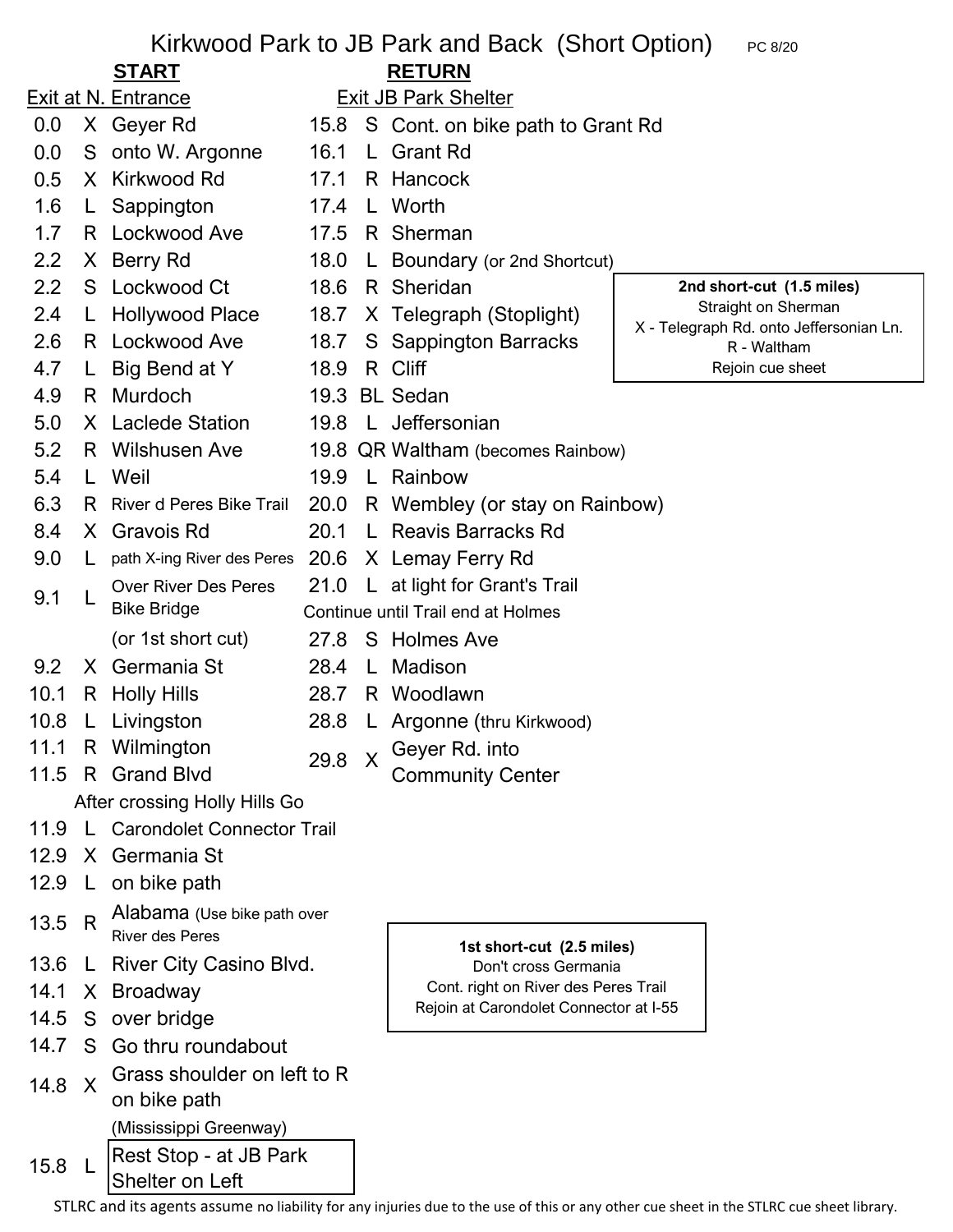# Kirkwood Park to JB Park and Back (Short Option)

PC 8/20

## START

Exit at N. Entrance

| | | |
|---|---|---|
| 0.0 | X | Geyer Rd |
| 0.0 | S | onto W. Argonne |
| 0.5 | X | Kirkwood Rd |
| 1.6 | L | Sappington |
| 1.7 | R | Lockwood Ave |
| 2.2 | X | Berry Rd |
| 2.2 | S | Lockwood Ct |
| 2.4 | L | Hollywood Place |
| 2.6 | R | Lockwood Ave |
| 4.7 | L | Big Bend at Y |
| 4.9 | R | Murdoch |
| 5.0 | X | Laclede Station |
| 5.2 | R | Wilshusen Ave |
| 5.4 | L | Weil |
| 6.3 | R | River d Peres Bike Trail |
| 8.4 | X | Gravois Rd |
| 9.0 | L | path X-ing River des Peres |
| 9.1 | L | Over River Des Peres Bike Bridge (or 1st short cut) |
| 9.2 | X | Germania St |
| 10.1 | R | Holly Hills |
| 10.8 | L | Livingston |
| 11.1 | R | Wilmington |
| 11.5 | R | Grand Blvd |

After crossing Holly Hills Go

| | | |
|---|---|---|
| 11.9 | L | Carondolet Connector Trail |
| 12.9 | X | Germania St |
| 12.9 | L | on bike path |
| 13.5 | R | Alabama (Use bike path over River des Peres |
| 13.6 | L | River City Casino Blvd. |
| 14.1 | X | Broadway |
| 14.5 | S | over bridge |
| 14.7 | S | Go thru roundabout |
| 14.8 | X | Grass shoulder on left to R on bike path (Mississippi Greenway) |
| 15.8 | L | Rest Stop - at JB Park Shelter on Left |

## RETURN

Exit JB Park Shelter

| | | |
|---|---|---|
| 15.8 | S | Cont. on bike path to Grant Rd |
| 16.1 | L | Grant Rd |
| 17.1 | R | Hancock |
| 17.4 | L | Worth |
| 17.5 | R | Sherman |
| 18.0 | L | Boundary (or 2nd Shortcut) |
| 18.6 | R | Sheridan |
| 18.7 | X | Telegraph (Stoplight) |
| 18.7 | S | Sappington Barracks |
| 18.9 | R | Cliff |
| 19.3 | BL | Sedan |
| 19.8 | L | Jeffersonian |
| 19.8 | QR | Waltham (becomes Rainbow) |
| 19.9 | L | Rainbow |
| 20.0 | R | Wembley (or stay on Rainbow) |
| 20.1 | L | Reavis Barracks Rd |
| 20.6 | X | Lemay Ferry Rd |
| 21.0 | L | at light for Grant's Trail |

Continue until Trail end at Holmes

| | | |
|---|---|---|
| 27.8 | S | Holmes Ave |
| 28.4 | L | Madison |
| 28.7 | R | Woodlawn |
| 28.8 | L | Argonne (thru Kirkwood) |
| 29.8 | X | Geyer Rd. into Community Center |

**2nd short-cut (1.5 miles)**
Straight on Sherman
X - Telegraph Rd. onto Jeffersonian Ln.
R - Waltham
Rejoin cue sheet

**1st short-cut (2.5 miles)**
Don't cross Germania
Cont. right on River des Peres Trail
Rejoin at Carondolet Connector at I-55

STLRC and its agents assume no liability for any injuries due to the use of this or any other cue sheet in the STLRC cue sheet library.